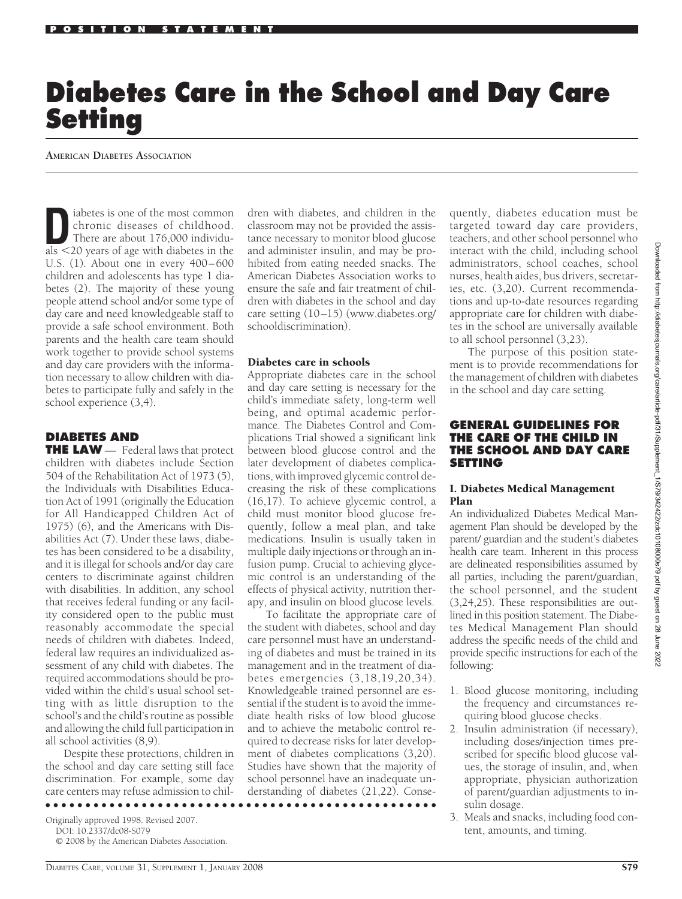# Diabetes Care in the School and Day Care Setting

**AMERICAN DIABETES ASSOCIATION**

Diabetes is one of the most common chronic diseases of childhood. There are about 176,000 individuals <20 years of age with diabetes in the U.S. (1). About one in every 400–600 children and adolescents has type 1 diabetes (2). The majority of these young people attend school and/or some type of day care and need knowledgeable staff to provide a safe school environment. Both parents and the health care team should work together to provide school systems and day care providers with the information necessary to allow children with diabetes to participate fully and safely in the school experience (3,4).

## DIABETES AND THE LAW

Federal laws that protect children with diabetes include Section 504 of the Rehabilitation Act of 1973 (5), the Individuals with Disabilities Education Act of 1991 (originally the Education for All Handicapped Children Act of 1975) (6), and the Americans with Disabilities Act (7). Under these laws, diabetes has been considered to be a disability, and it is illegal for schools and/or day care centers to discriminate against children with disabilities. In addition, any school that receives federal funding or any facility considered open to the public must reasonably accommodate the special needs of children with diabetes. Indeed, federal law requires an individualized assessment of any child with diabetes. The required accommodations should be provided within the child's usual school setting with as little disruption to the school's and the child's routine as possible and allowing the child full participation in all school activities (8,9).

Despite these protections, children in the school and day care setting still face discrimination. For example, some day care centers may refuse admission to children with diabetes, and children in the classroom may not be provided the assistance necessary to monitor blood glucose and administer insulin, and may be prohibited from eating needed snacks. The American Diabetes Association works to ensure the safe and fair treatment of children with diabetes in the school and day care setting (10–15) (www.diabetes.org/schooldiscrimination).

### Diabetes care in schools

Appropriate diabetes care in the school and day care setting is necessary for the child's immediate safety, long-term well being, and optimal academic performance. The Diabetes Control and Complications Trial showed a significant link between blood glucose control and the later development of diabetes complications, with improved glycemic control decreasing the risk of these complications (16,17). To achieve glycemic control, a child must monitor blood glucose frequently, follow a meal plan, and take medications. Insulin is usually taken in multiple daily injections or through an infusion pump. Crucial to achieving glycemic control is an understanding of the effects of physical activity, nutrition therapy, and insulin on blood glucose levels.

To facilitate the appropriate care of the student with diabetes, school and day care personnel must have an understanding of diabetes and must be trained in its management and in the treatment of diabetes emergencies (3,18,19,20,34). Knowledgeable trained personnel are essential if the student is to avoid the immediate health risks of low blood glucose and to achieve the metabolic control required to decrease risks for later development of diabetes complications (3,20). Studies have shown that the majority of school personnel have an inadequate understanding of diabetes (21,22). Consequently, diabetes education must be targeted toward day care providers, teachers, and other school personnel who interact with the child, including school administrators, school coaches, school nurses, health aides, bus drivers, secretaries, etc. (3,20). Current recommendations and up-to-date resources regarding appropriate care for children with diabetes in the school are universally available to all school personnel (3,23).

The purpose of this position statement is to provide recommendations for the management of children with diabetes in the school and day care setting.

## GENERAL GUIDELINES FOR THE CARE OF THE CHILD IN THE SCHOOL AND DAY CARE SETTING

### I. Diabetes Medical Management Plan

An individualized Diabetes Medical Management Plan should be developed by the parent/ guardian and the student's diabetes health care team. Inherent in this process are delineated responsibilities assumed by all parties, including the parent/guardian, the school personnel, and the student (3,24,25). These responsibilities are outlined in this position statement. The Diabetes Medical Management Plan should address the specific needs of the child and provide specific instructions for each of the following:

1. Blood glucose monitoring, including the frequency and circumstances requiring blood glucose checks.
2. Insulin administration (if necessary), including doses/injection times prescribed for specific blood glucose values, the storage of insulin, and, when appropriate, physician authorization of parent/guardian adjustments to insulin dosage.
3. Meals and snacks, including food content, amounts, and timing.

Originally approved 1998. Revised 2007.
DOI: 10.2337/dc08-S079
© 2008 by the American Diabetes Association.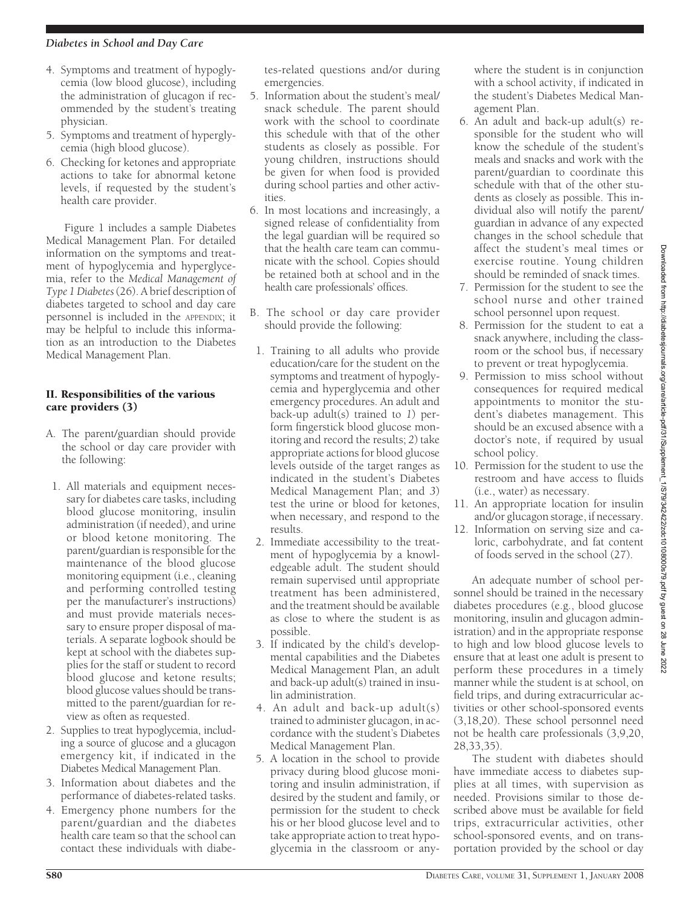4. Symptoms and treatment of hypoglycemia (low blood glucose), including the administration of glucagon if recommended by the student's treating physician.
5. Symptoms and treatment of hyperglycemia (high blood glucose).
6. Checking for ketones and appropriate actions to take for abnormal ketone levels, if requested by the student's health care provider.

Figure 1 includes a sample Diabetes Medical Management Plan. For detailed information on the symptoms and treatment of hypoglycemia and hyperglycemia, refer to the *Medical Management of Type 1 Diabetes* (26). A brief description of diabetes targeted to school and day care personnel is included in the APPENDIX; it may be helpful to include this information as an introduction to the Diabetes Medical Management Plan.

## II. Responsibilities of the various care providers (3)

A. The parent/guardian should provide the school or day care provider with the following:

1. All materials and equipment necessary for diabetes care tasks, including blood glucose monitoring, insulin administration (if needed), and urine or blood ketone monitoring. The parent/guardian is responsible for the maintenance of the blood glucose monitoring equipment (i.e., cleaning and performing controlled testing per the manufacturer's instructions) and must provide materials necessary to ensure proper disposal of materials. A separate logbook should be kept at school with the diabetes supplies for the staff or student to record blood glucose and ketone results; blood glucose values should be transmitted to the parent/guardian for review as often as requested.
2. Supplies to treat hypoglycemia, including a source of glucose and a glucagon emergency kit, if indicated in the Diabetes Medical Management Plan.
3. Information about diabetes and the performance of diabetes-related tasks.
4. Emergency phone numbers for the parent/guardian and the diabetes health care team so that the school can contact these individuals with diabetes-related questions and/or during emergencies.
5. Information about the student's meal/snack schedule. The parent should work with the school to coordinate this schedule with that of the other students as closely as possible. For young children, instructions should be given for when food is provided during school parties and other activities.
6. In most locations and increasingly, a signed release of confidentiality from the legal guardian will be required so that the health care team can communicate with the school. Copies should be retained both at school and in the health care professionals' offices.

B. The school or day care provider should provide the following:

1. Training to all adults who provide education/care for the student on the symptoms and treatment of hypoglycemia and hyperglycemia and other emergency procedures. An adult and back-up adult(s) trained to *1*) perform fingerstick blood glucose monitoring and record the results; *2*) take appropriate actions for blood glucose levels outside of the target ranges as indicated in the student's Diabetes Medical Management Plan; and *3*) test the urine or blood for ketones, when necessary, and respond to the results.
2. Immediate accessibility to the treatment of hypoglycemia by a knowledgeable adult. The student should remain supervised until appropriate treatment has been administered, and the treatment should be available as close to where the student is as possible.
3. If indicated by the child's developmental capabilities and the Diabetes Medical Management Plan, an adult and back-up adult(s) trained in insulin administration.
4. An adult and back-up adult(s) trained to administer glucagon, in accordance with the student's Diabetes Medical Management Plan.
5. A location in the school to provide privacy during blood glucose monitoring and insulin administration, if desired by the student and family, or permission for the student to check his or her blood glucose level and to take appropriate action to treat hypoglycemia in the classroom or anywhere the student is in conjunction with a school activity, if indicated in the student's Diabetes Medical Management Plan.
6. An adult and back-up adult(s) responsible for the student who will know the schedule of the student's meals and snacks and work with the parent/guardian to coordinate this schedule with that of the other students as closely as possible. This individual also will notify the parent/guardian in advance of any expected changes in the school schedule that affect the student's meal times or exercise routine. Young children should be reminded of snack times.
7. Permission for the student to see the school nurse and other trained school personnel upon request.
8. Permission for the student to eat a snack anywhere, including the classroom or the school bus, if necessary to prevent or treat hypoglycemia.
9. Permission to miss school without consequences for required medical appointments to monitor the student's diabetes management. This should be an excused absence with a doctor's note, if required by usual school policy.
10. Permission for the student to use the restroom and have access to fluids (i.e., water) as necessary.
11. An appropriate location for insulin and/or glucagon storage, if necessary.
12. Information on serving size and caloric, carbohydrate, and fat content of foods served in the school (27).

An adequate number of school personnel should be trained in the necessary diabetes procedures (e.g., blood glucose monitoring, insulin and glucagon administration) and in the appropriate response to high and low blood glucose levels to ensure that at least one adult is present to perform these procedures in a timely manner while the student is at school, on field trips, and during extracurricular activities or other school-sponsored events (3,18,20). These school personnel need not be health care professionals (3,9,20, 28,33,35).

The student with diabetes should have immediate access to diabetes supplies at all times, with supervision as needed. Provisions similar to those described above must be available for field trips, extracurricular activities, other school-sponsored events, and on transportation provided by the school or day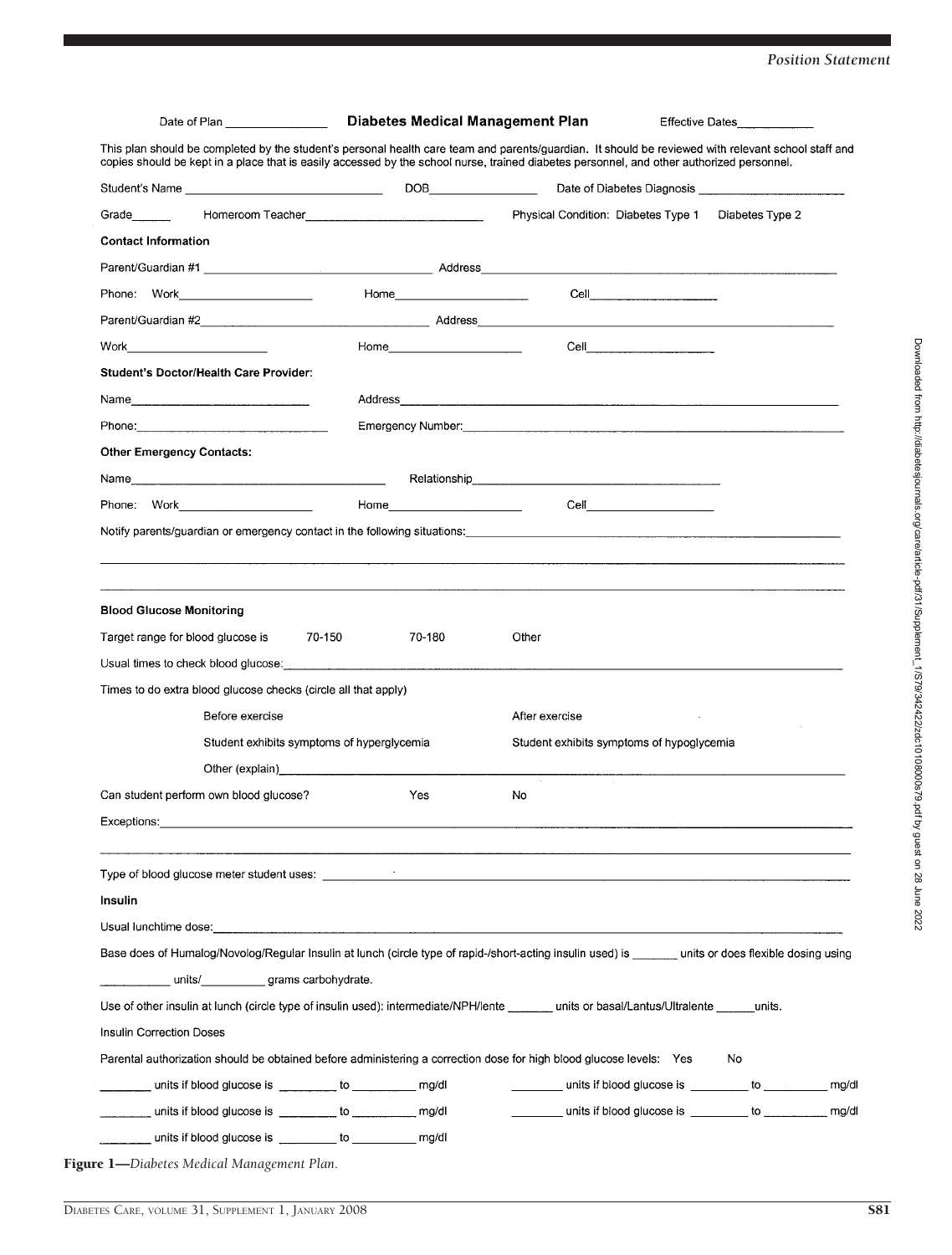Date of Plan _______________ **Diabetes Medical Management Plan** Effective Dates____________

This plan should be completed by the student's personal health care team and parents/guardian. It should be reviewed with relevant school staff and copies should be kept in a place that is easily accessed by the school nurse, trained diabetes personnel, and other authorized personnel.

Student's Name ______________________________ DOB________________ Date of Diabetes Diagnosis ______________________

Grade______ Homeroom Teacher___________________________ Physical Condition: Diabetes Type 1 Diabetes Type 2

**Contact Information**

Parent/Guardian #1 ___________________________________ Address_______________________________________________________

Phone: Work____________________ Home____________________ Cell____________________

Parent/Guardian #2___________________________________ Address_______________________________________________________

Work______________________ Home____________________ Cell____________________

**Student's Doctor/Health Care Provider:**

Name____________________________ Address__________________________________________________________________

Phone:_____________________________ Emergency Number:_______________________________________________________

**Other Emergency Contacts:**

Name________________________________________ Relationship______________________________________

Phone: Work____________________ Home____________________ Cell____________________

Notify parents/guardian or emergency contact in the following situations:_______________________________________________

_____________________________________________________________________________________________________________

_____________________________________________________________________________________________________________

**Blood Glucose Monitoring**

Target range for blood glucose is 70-150 70-180 Other

Usual times to check blood glucose:____________________________________________________________________________

Times to do extra blood glucose checks (circle all that apply)

Before exercise After exercise

Student exhibits symptoms of hyperglycemia Student exhibits symptoms of hypoglycemia

Other (explain)_________________________________________________________________________________

Can student perform own blood glucose? Yes No

Exceptions:_________________________________________________________________________________________________

_____________________________________________________________________________________________________________

Type of blood glucose meter student uses: _____________________________________________________________________

**Insulin**

Usual lunchtime dose:__________________________________________________________________________________________

Base does of Humalog/Novolog/Regular Insulin at lunch (circle type of rapid-/short-acting insulin used) is _______ units or does flexible dosing using ___________ units/__________ grams carbohydrate.

Use of other insulin at lunch (circle type of insulin used): intermediate/NPH/lente _______ units or basal/Lantus/Ultralente ______units.

Insulin Correction Doses

Parental authorization should be obtained before administering a correction dose for high blood glucose levels: Yes No

________ units if blood glucose is _________ to __________ mg/dl ________ units if blood glucose is _________ to __________ mg/dl

________ units if blood glucose is _________ to __________ mg/dl ________ units if blood glucose is _________ to __________ mg/dl

________ units if blood glucose is _________ to __________ mg/dl

**Figure 1**—*Diabetes Medical Management Plan.*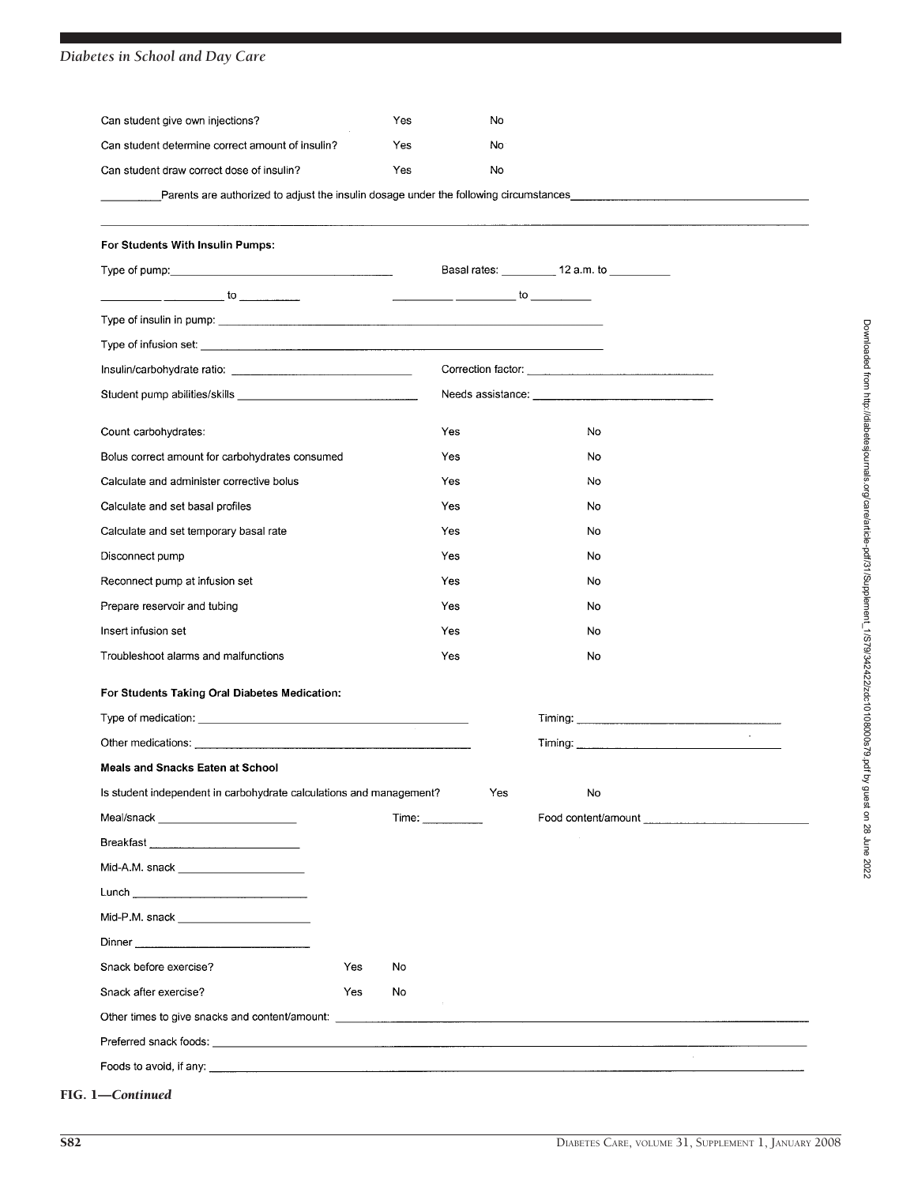Can student give own injections? Yes No

Can student determine correct amount of insulin? Yes No

Can student draw correct dose of insulin? Yes No

__________Parents are authorized to adjust the insulin dosage under the following circumstances________________________________________

________________________________________________________________________________________________________

**For Students With Insulin Pumps:**

Type of pump:________________________________ Basal rates: _________ 12 a.m. to __________

__________ __________ to __________ __________ __________ to __________

Type of insulin in pump: ________________________________________________________________

Type of infusion set: ___________________________________________________________________

Insulin/carbohydrate ratio: ______________________________ Correction factor: ______________________________

Student pump abilities/skills ______________________________ Needs assistance: ______________________________

| | | |
|---|---|---|
| Count carbohydrates: | Yes | No |
| Bolus correct amount for carbohydrates consumed | Yes | No |
| Calculate and administer corrective bolus | Yes | No |
| Calculate and set basal profiles | Yes | No |
| Calculate and set temporary basal rate | Yes | No |
| Disconnect pump | Yes | No |
| Reconnect pump at infusion set | Yes | No |
| Prepare reservoir and tubing | Yes | No |
| Insert infusion set | Yes | No |
| Troubleshoot alarms and malfunctions | Yes | No |

**For Students Taking Oral Diabetes Medication:**

Type of medication: ________________________________________ Timing: ________________________________

Other medications: _________________________________________ Timing: ________________________________

**Meals and Snacks Eaten at School**

Is student independent in carbohydrate calculations and management? Yes No

Meal/snack ______________________ Time: __________ Food content/amount ____________________________

Breakfast ________________________

Mid-A.M. snack ____________________

Lunch ____________________________

Mid-P.M. snack ____________________

Dinner ___________________________

Snack before exercise? Yes No

Snack after exercise? Yes No

Other times to give snacks and content/amount: _______________________________________________________

Preferred snack foods: ______________________________________________________________________________

Foods to avoid, if any: _____________________________________________________________________________

**FIG. 1—*Continued***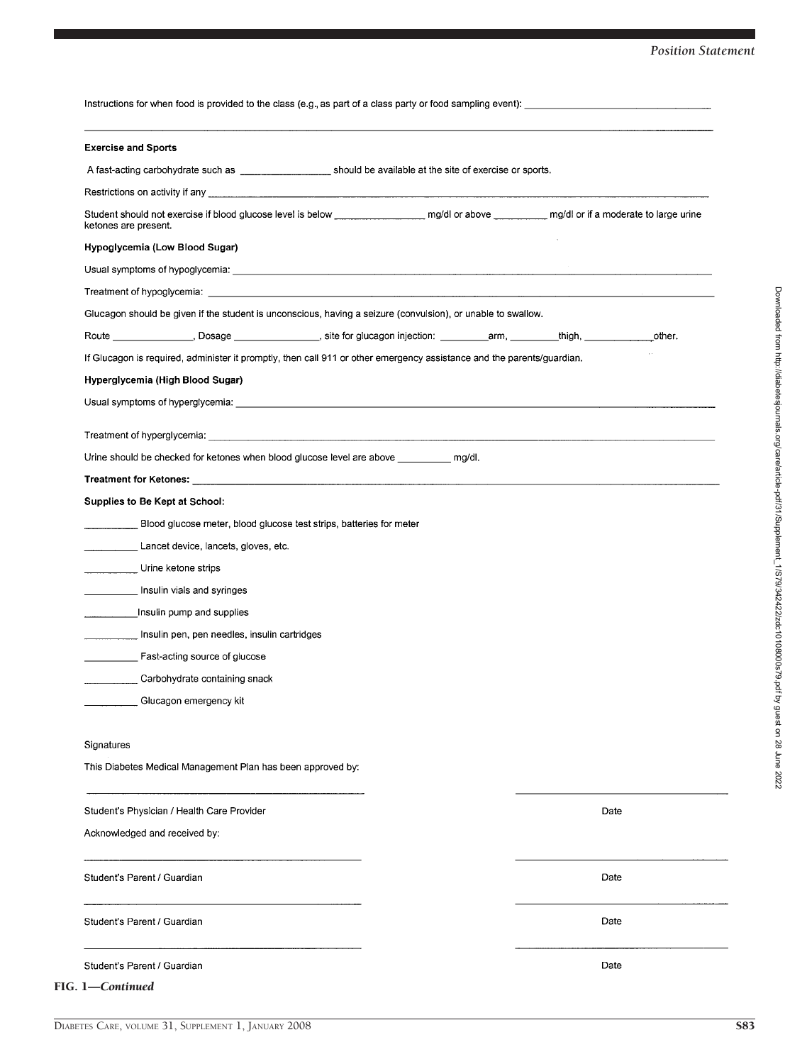Instructions for when food is provided to the class (e.g., as part of a class party or food sampling event): ____________________________________

_______________________________________________________________________________________________

**Exercise and Sports**

A fast-acting carbohydrate such as ________________ should be available at the site of exercise or sports.

Restrictions on activity if any _______________________________________________________________________

Student should not exercise if blood glucose level is below ________________ mg/dl or above __________ mg/dl or if a moderate to large urine ketones are present.

**Hypoglycemia (Low Blood Sugar)**

Usual symptoms of hypoglycemia: ____________________________________________________________________

Treatment of hypoglycemia: _________________________________________________________________________

Glucagon should be given if the student is unconscious, having a seizure (convulsion), or unable to swallow.

Route _______________, Dosage ________________, site for glucagon injection: _________arm, _________thigh, _____________other.

If Glucagon is required, administer it promptly, then call 911 or other emergency assistance and the parents/guardian.

**Hyperglycemia (High Blood Sugar)**

Usual symptoms of hyperglycemia: ___________________________________________________________________

Treatment of hyperglycemia: ________________________________________________________________________

Urine should be checked for ketones when blood glucose level are above __________ mg/dl.

**Treatment for Ketones:** __________________________________________________________________________

**Supplies to Be Kept at School:**

__________ Blood glucose meter, blood glucose test strips, batteries for meter

__________ Lancet device, lancets, gloves, etc.

__________ Urine ketone strips

__________ Insulin vials and syringes

__________ Insulin pump and supplies

__________ Insulin pen, pen needles, insulin cartridges

__________ Fast-acting source of glucose

__________ Carbohydrate containing snack

__________ Glucagon emergency kit

Signatures

This Diabetes Medical Management Plan has been approved by:

_____________________________________ _____________________

Student's Physician / Health Care Provider Date

Acknowledged and received by:

_____________________________________ _____________________

Student's Parent / Guardian Date

_____________________________________ _____________________

Student's Parent / Guardian Date

_____________________________________ _____________________

Student's Parent / Guardian Date

**FIG. 1—*Continued***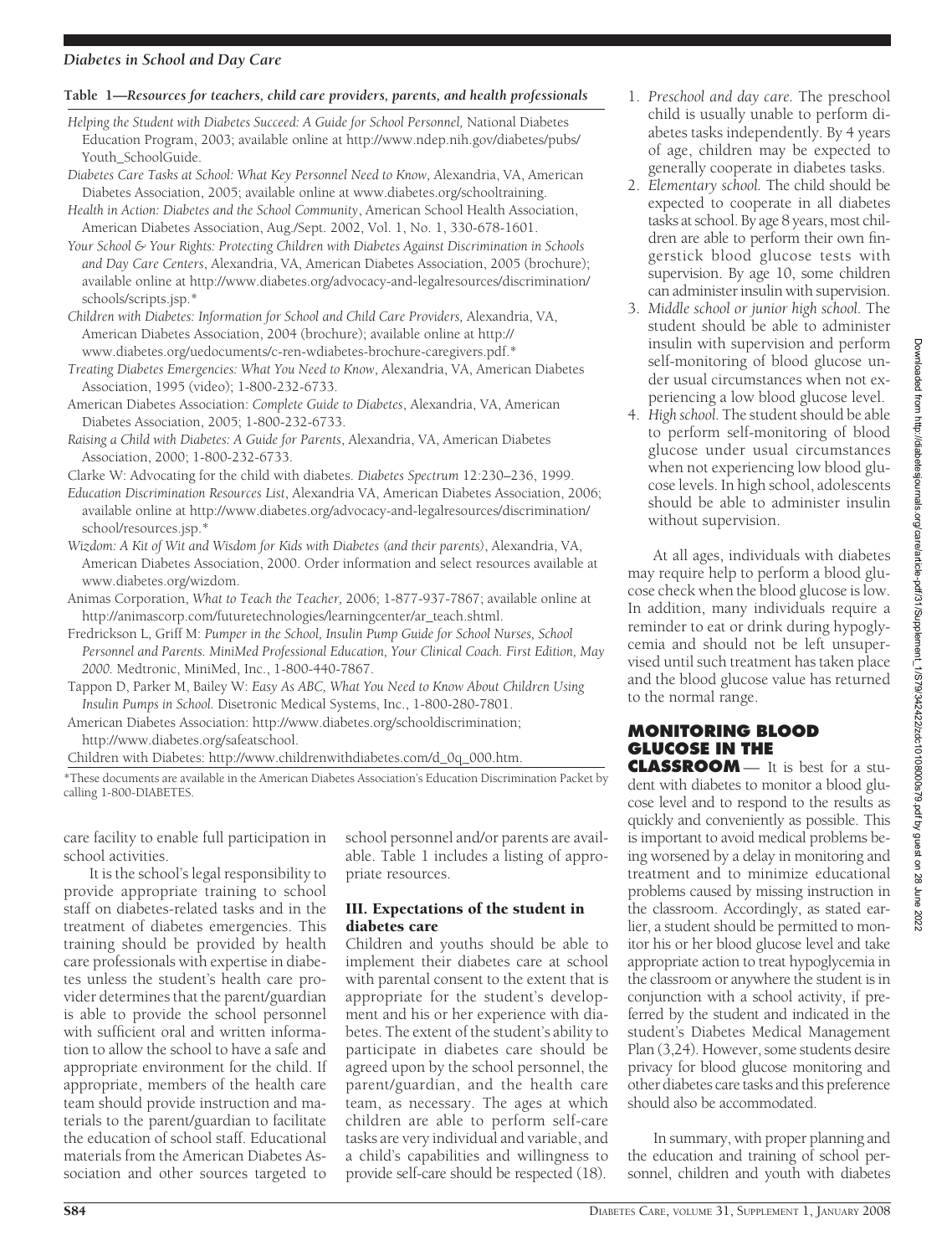**Table 1—Resources for teachers, child care providers, parents, and health professionals**

*Helping the Student with Diabetes Succeed: A Guide for School Personnel,* National Diabetes Education Program, 2003; available online at http://www.ndep.nih.gov/diabetes/pubs/Youth_SchoolGuide.

*Diabetes Care Tasks at School: What Key Personnel Need to Know,* Alexandria, VA, American Diabetes Association, 2005; available online at www.diabetes.org/schooltraining.

*Health in Action: Diabetes and the School Community*, American School Health Association, American Diabetes Association, Aug./Sept. 2002, Vol. 1, No. 1, 330-678-1601.

*Your School & Your Rights: Protecting Children with Diabetes Against Discrimination in Schools and Day Care Centers*, Alexandria, VA, American Diabetes Association, 2005 (brochure); available online at http://www.diabetes.org/advocacy-and-legalresources/discrimination/schools/scripts.jsp.*

*Children with Diabetes: Information for School and Child Care Providers,* Alexandria, VA, American Diabetes Association, 2004 (brochure); available online at http://www.diabetes.org/uedocuments/c-ren-wdiabetes-brochure-caregivers.pdf.*

*Treating Diabetes Emergencies: What You Need to Know*, Alexandria, VA, American Diabetes Association, 1995 (video); 1-800-232-6733.

American Diabetes Association: *Complete Guide to Diabetes*, Alexandria, VA, American Diabetes Association, 2005; 1-800-232-6733.

*Raising a Child with Diabetes: A Guide for Parents*, Alexandria, VA, American Diabetes Association, 2000; 1-800-232-6733.

Clarke W: Advocating for the child with diabetes. *Diabetes Spectrum* 12:230–236, 1999.

*Education Discrimination Resources List*, Alexandria VA, American Diabetes Association, 2006; available online at http://www.diabetes.org/advocacy-and-legalresources/discrimination/school/resources.jsp.*

*Wizdom: A Kit of Wit and Wisdom for Kids with Diabetes (and their parents)*, Alexandria, VA, American Diabetes Association, 2000. Order information and select resources available at www.diabetes.org/wizdom.

Animas Corporation, *What to Teach the Teacher,* 2006; 1-877-937-7867; available online at http://animascorp.com/futuretechnologies/learningcenter/ar_teach.shtml.

Fredrickson L, Griff M: *Pumper in the School, Insulin Pump Guide for School Nurses, School Personnel and Parents. MiniMed Professional Education, Your Clinical Coach. First Edition, May 2000.* Medtronic, MiniMed, Inc., 1-800-440-7867.

Tappon D, Parker M, Bailey W: *Easy As ABC, What You Need to Know About Children Using Insulin Pumps in School.* Disetronic Medical Systems, Inc., 1-800-280-7801.

American Diabetes Association: http://www.diabetes.org/schooldiscrimination; http://www.diabetes.org/safeatschool.

Children with Diabetes: http://www.childrenwithdiabetes.com/d_0q_000.htm.

*These documents are available in the American Diabetes Association's Education Discrimination Packet by calling 1-800-DIABETES.

care facility to enable full participation in school activities.

It is the school's legal responsibility to provide appropriate training to school staff on diabetes-related tasks and in the treatment of diabetes emergencies. This training should be provided by health care professionals with expertise in diabetes unless the student's health care provider determines that the parent/guardian is able to provide the school personnel with sufficient oral and written information to allow the school to have a safe and appropriate environment for the child. If appropriate, members of the health care team should provide instruction and materials to the parent/guardian to facilitate the education of school staff. Educational materials from the American Diabetes Association and other sources targeted to school personnel and/or parents are available. Table 1 includes a listing of appropriate resources.

### III. Expectations of the student in diabetes care

Children and youths should be able to implement their diabetes care at school with parental consent to the extent that is appropriate for the student's development and his or her experience with diabetes. The extent of the student's ability to participate in diabetes care should be agreed upon by the school personnel, the parent/guardian, and the health care team, as necessary. The ages at which children are able to perform self-care tasks are very individual and variable, and a child's capabilities and willingness to provide self-care should be respected (18).

1. *Preschool and day care.* The preschool child is usually unable to perform diabetes tasks independently. By 4 years of age, children may be expected to generally cooperate in diabetes tasks.
2. *Elementary school.* The child should be expected to cooperate in all diabetes tasks at school. By age 8 years, most children are able to perform their own fingerstick blood glucose tests with supervision. By age 10, some children can administer insulin with supervision.
3. *Middle school or junior high school.* The student should be able to administer insulin with supervision and perform self-monitoring of blood glucose under usual circumstances when not experiencing a low blood glucose level.
4. *High school.* The student should be able to perform self-monitoring of blood glucose under usual circumstances when not experiencing low blood glucose levels. In high school, adolescents should be able to administer insulin without supervision.

At all ages, individuals with diabetes may require help to perform a blood glucose check when the blood glucose is low. In addition, many individuals require a reminder to eat or drink during hypoglycemia and should not be left unsupervised until such treatment has taken place and the blood glucose value has returned to the normal range.

## MONITORING BLOOD GLUCOSE IN THE CLASSROOM

— It is best for a student with diabetes to monitor a blood glucose level and to respond to the results as quickly and conveniently as possible. This is important to avoid medical problems being worsened by a delay in monitoring and treatment and to minimize educational problems caused by missing instruction in the classroom. Accordingly, as stated earlier, a student should be permitted to monitor his or her blood glucose level and take appropriate action to treat hypoglycemia in the classroom or anywhere the student is in conjunction with a school activity, if preferred by the student and indicated in the student's Diabetes Medical Management Plan (3,24). However, some students desire privacy for blood glucose monitoring and other diabetes care tasks and this preference should also be accommodated.

In summary, with proper planning and the education and training of school personnel, children and youth with diabetes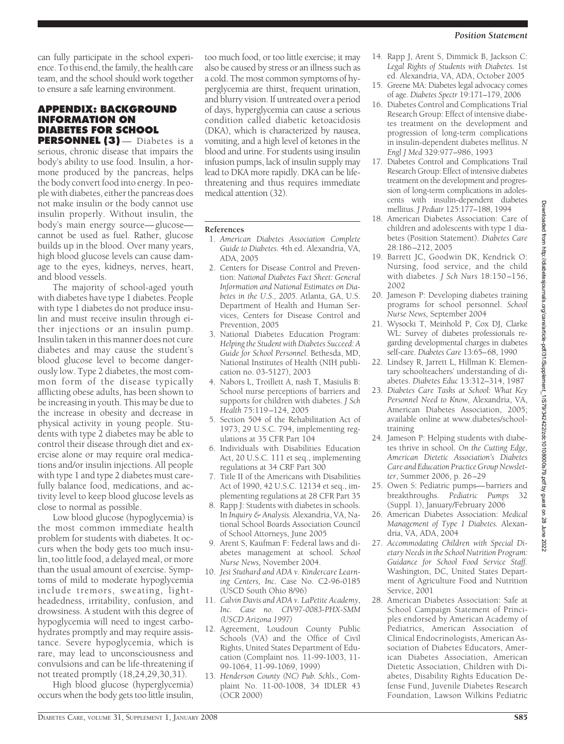can fully participate in the school experience. To this end, the family, the health care team, and the school should work together to ensure a safe learning environment.

## APPENDIX: BACKGROUND INFORMATION ON DIABETES FOR SCHOOL PERSONNEL (3)

— Diabetes is a serious, chronic disease that impairs the body's ability to use food. Insulin, a hormone produced by the pancreas, helps the body convert food into energy. In people with diabetes, either the pancreas does not make insulin or the body cannot use insulin properly. Without insulin, the body's main energy source—glucose—cannot be used as fuel. Rather, glucose builds up in the blood. Over many years, high blood glucose levels can cause damage to the eyes, kidneys, nerves, heart, and blood vessels.

The majority of school-aged youth with diabetes have type 1 diabetes. People with type 1 diabetes do not produce insulin and must receive insulin through either injections or an insulin pump. Insulin taken in this manner does not cure diabetes and may cause the student's blood glucose level to become dangerously low. Type 2 diabetes, the most common form of the disease typically afflicting obese adults, has been shown to be increasing in youth. This may be due to the increase in obesity and decrease in physical activity in young people. Students with type 2 diabetes may be able to control their disease through diet and exercise alone or may require oral medications and/or insulin injections. All people with type 1 and type 2 diabetes must carefully balance food, medications, and activity level to keep blood glucose levels as close to normal as possible.

Low blood glucose (hypoglycemia) is the most common immediate health problem for students with diabetes. It occurs when the body gets too much insulin, too little food, a delayed meal, or more than the usual amount of exercise. Symptoms of mild to moderate hypoglycemia include tremors, sweating, lightheadedness, irritability, confusion, and drowsiness. A student with this degree of hypoglycemia will need to ingest carbohydrates promptly and may require assistance. Severe hypoglycemia, which is rare, may lead to unconsciousness and convulsions and can be life-threatening if not treated promptly (18,24,29,30,31).

High blood glucose (hyperglycemia) occurs when the body gets too little insulin, too much food, or too little exercise; it may also be caused by stress or an illness such as a cold. The most common symptoms of hyperglycemia are thirst, frequent urination, and blurry vision. If untreated over a period of days, hyperglycemia can cause a serious condition called diabetic ketoacidosis (DKA), which is characterized by nausea, vomiting, and a high level of ketones in the blood and urine. For students using insulin infusion pumps, lack of insulin supply may lead to DKA more rapidly. DKA can be life-threatening and thus requires immediate medical attention (32).

### References

1. *American Diabetes Association Complete Guide to Diabetes.* 4th ed. Alexandria, VA, ADA, 2005
2. Centers for Disease Control and Prevention: *National Diabetes Fact Sheet: General Information and National Estimates on Diabetes in the U.S., 2005.* Atlanta, GA, U.S. Department of Health and Human Services, Centers for Disease Control and Prevention, 2005
3. National Diabetes Education Program: *Helping the Student with Diabetes Succeed: A Guide for School Personnel.* Bethesda, MD, National Institutes of Health (NIH publication no. 03-5127), 2003
4. Nabors L, Troillett A, nash T, Masiulis B: School nurse perceptions of barriers and supports for children with diabetes. *J Sch Health* 75:119–124, 2005
5. Section 504 of the Rehabilitation Act of 1973, 29 U.S.C. 794, implementing regulations at 35 CFR Part 104
6. Individuals with Disabilities Education Act, 20 U.S.C. 111 et seq., implementing regulations at 34 CRF Part 300
7. Title II of the Americans with Disabilities Act of 1990, 42 U.S.C. 12134 et seq., implementing regulations at 28 CFR Part 35
8. Rapp J: Students with diabetes in schools. In *Inquiry & Analysis.* Alexandria, VA, National School Boards Association Council of School Attorneys, June 2005
9. Arent S, Kaufman F: Federal laws and diabetes management at school. *School Nurse News,* November 2004.
10. *Jesi Stuthard and ADA v. Kindercare Learning Centers, Inc.* Case No. C2-96-0185 (USCD South Ohio 8/96)
11. *Calvin Davis and ADA v. LaPetite Academy, Inc. Case no. CIV97-0083-PHX-SMM (USCD Arizona 1997)*
12. Agreement, Loudoun County Public Schools (VA) and the Office of Civil Rights, United States Department of Education (Complaint nos. 11-99-1003, 11-99-1064, 11-99-1069, 1999)
13. *Henderson County (NC) Pub. Schls.,* Complaint No. 11-00-1008, 34 IDLER 43 (OCR 2000)
14. Rapp J, Arent S, Dimmick B, Jackson C: *Legal Rights of Students with Diabetes.* 1st ed. Alexandria, VA, ADA, October 2005
15. Greene MA: Diabetes legal advocacy comes of age. *Diabetes Spectr* 19:171–179, 2006
16. Diabetes Control and Complications Trial Research Group: Effect of intensive diabetes treatment on the development and progression of long-term complications in insulin-dependent diabetes mellitus. *N Engl J Med* 329:977–986, 1993
17. Diabetes Control and Complications Trail Research Group: Effect of intensive diabetes treatment on the development and progression of long-term complications in adolescents with insulin-dependent diabetes mellitus. *J Pediatr* 125:177–188, 1994
18. American Diabetes Association: Care of children and adolescents with type 1 diabetes (Position Statement). *Diabetes Care* 28:186–212, 2005
19. Barrett JC, Goodwin DK, Kendrick O: Nursing, food service, and the child with diabetes. *J Sch Nurs* 18:150–156, 2002
20. Jameson P: Developing diabetes training programs for school personnel. *School Nurse News,* September 2004
21. Wysocki T, Meinhold P, Cox DJ, Clarke WL: Survey of diabetes professionals regarding developmental charges in diabetes self-care. *Diabetes Care* 13:65–68, 1990
22. Lindsey R, Jarrett L, Hillman K: Elementary schoolteachers' understanding of diabetes. *Diabetes Educ* 13:312–314, 1987
23. *Diabetes Care Tasks at School: What Key Personnel Need to Know,* Alexandria, VA, American Diabetes Association, 2005; available online at www.diabetes/school-training
24. Jameson P: Helping students with diabetes thrive in school. *On the Cutting Edge, American Dietetic Association's Diabetes Care and Education Practice Group Newsletter,* Summer 2006, p. 26–29
25. Owen S: Pediatric pumps—barriers and breakthroughs. *Pediatric Pumps* 32 (Suppl. 1), January/February 2006
26. American Diabetes Association: *Medical Management of Type 1 Diabetes.* Alexandria, VA, ADA, 2004
27. *Accommodating Children with Special Dietary Needs in the School Nutrition Program: Guidance for School Food Service Staff.* Washington, DC, United States Department of Agriculture Food and Nutrition Service, 2001
28. American Diabetes Association: Safe at School Campaign Statement of Principles endorsed by American Academy of Pediatrics, American Association of Clinical Endocrinologists, American Association of Diabetes Educators, American Diabetes Association, American Dietetic Association, Children with Diabetes, Disability Rights Education Defense Fund, Juvenile Diabetes Research Foundation, Lawson Wilkins Pediatric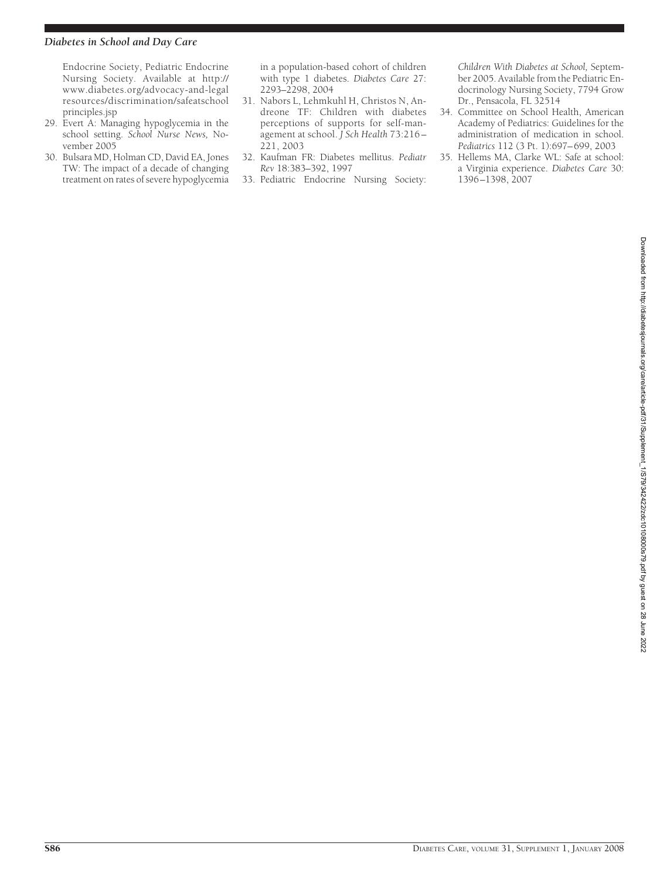Endocrine Society, Pediatric Endocrine Nursing Society. Available at http://www.diabetes.org/advocacy-and-legal resources/discrimination/safeatschool principles.jsp

29. Evert A: Managing hypoglycemia in the school setting. *School Nurse News,* November 2005
30. Bulsara MD, Holman CD, David EA, Jones TW: The impact of a decade of changing treatment on rates of severe hypoglycemia in a population-based cohort of children with type 1 diabetes. *Diabetes Care* 27: 2293–2298, 2004
31. Nabors L, Lehmkuhl H, Christos N, Andreone TF: Children with diabetes perceptions of supports for self-management at school. *J Sch Health* 73:216–221, 2003
32. Kaufman FR: Diabetes mellitus. *Pediatr Rev* 18:383–392, 1997
33. Pediatric Endocrine Nursing Society: *Children With Diabetes at School,* September 2005. Available from the Pediatric Endocrinology Nursing Society, 7794 Grow Dr., Pensacola, FL 32514
34. Committee on School Health, American Academy of Pediatrics: Guidelines for the administration of medication in school. *Pediatrics* 112 (3 Pt. 1):697–699, 2003
35. Hellems MA, Clarke WL: Safe at school: a Virginia experience. *Diabetes Care* 30: 1396–1398, 2007